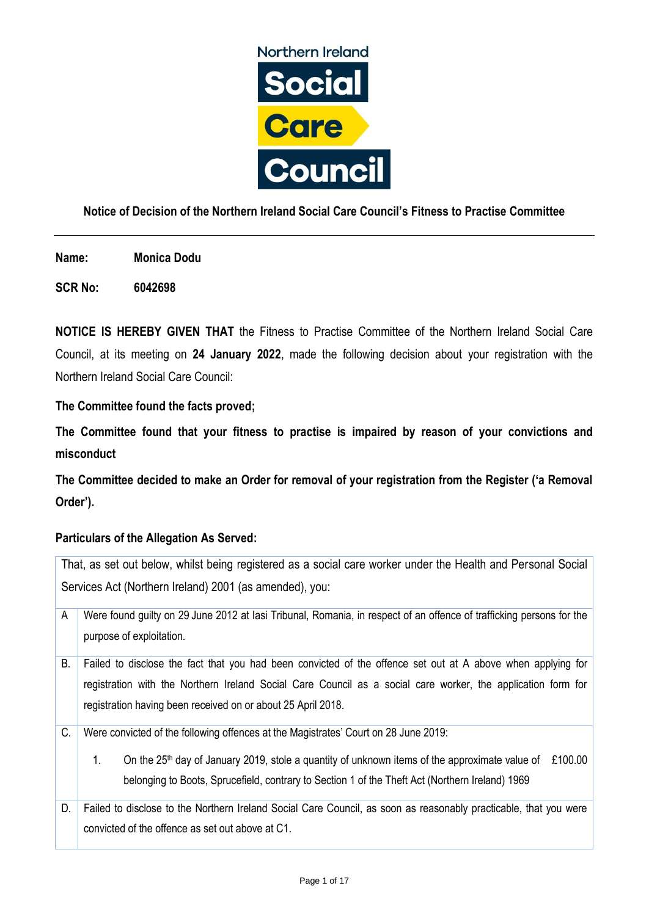Northern Ireland Social Care Council

## Notice of Decision of the Northern Ireland Social Care Council's Fitness to Practise Committee

**Name:** **Monica Dodu**

**SCR No:** **6042698**

**NOTICE IS HEREBY GIVEN THAT** the Fitness to Practise Committee of the Northern Ireland Social Care Council, at its meeting on **24 January 2022**, made the following decision about your registration with the Northern Ireland Social Care Council:

**The Committee found the facts proved;**

**The Committee found that your fitness to practise is impaired by reason of your convictions and misconduct**

**The Committee decided to make an Order for removal of your registration from the Register ('a Removal Order').**

**Particulars of the Allegation As Served:**

That, as set out below, whilst being registered as a social care worker under the Health and Personal Social Services Act (Northern Ireland) 2001 (as amended), you:

| | |
|---|---|
| A | Were found guilty on 29 June 2012 at Iasi Tribunal, Romania, in respect of an offence of trafficking persons for the purpose of exploitation. |
| B. | Failed to disclose the fact that you had been convicted of the offence set out at A above when applying for registration with the Northern Ireland Social Care Council as a social care worker, the application form for registration having been received on or about 25 April 2018. |
| C. | Were convicted of the following offences at the Magistrates' Court on 28 June 2019:<br>1. On the 25th day of January 2019, stole a quantity of unknown items of the approximate value of £100.00 belonging to Boots, Sprucefield, contrary to Section 1 of the Theft Act (Northern Ireland) 1969 |
| D. | Failed to disclose to the Northern Ireland Social Care Council, as soon as reasonably practicable, that you were convicted of the offence as set out above at C1. |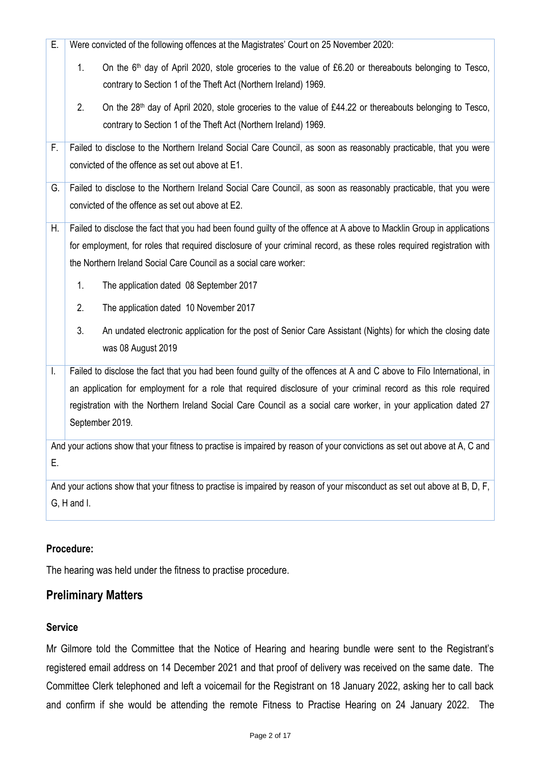| | |
|---|---|
| E. | Were convicted of the following offences at the Magistrates' Court on 25 November 2020:<br><br>1. On the 6th day of April 2020, stole groceries to the value of £6.20 or thereabouts belonging to Tesco, contrary to Section 1 of the Theft Act (Northern Ireland) 1969.<br><br>2. On the 28th day of April 2020, stole groceries to the value of £44.22 or thereabouts belonging to Tesco, contrary to Section 1 of the Theft Act (Northern Ireland) 1969. |
| F. | Failed to disclose to the Northern Ireland Social Care Council, as soon as reasonably practicable, that you were convicted of the offence as set out above at E1. |
| G. | Failed to disclose to the Northern Ireland Social Care Council, as soon as reasonably practicable, that you were convicted of the offence as set out above at E2. |
| H. | Failed to disclose the fact that you had been found guilty of the offence at A above to Macklin Group in applications for employment, for roles that required disclosure of your criminal record, as these roles required registration with the Northern Ireland Social Care Council as a social care worker:<br><br>1. The application dated 08 September 2017<br><br>2. The application dated 10 November 2017<br><br>3. An undated electronic application for the post of Senior Care Assistant (Nights) for which the closing date was 08 August 2019 |
| I. | Failed to disclose the fact that you had been found guilty of the offences at A and C above to Filo International, in an application for employment for a role that required disclosure of your criminal record as this role required registration with the Northern Ireland Social Care Council as a social care worker, in your application dated 27 September 2019. |
| And your actions show that your fitness to practise is impaired by reason of your convictions as set out above at A, C and E. | |
| And your actions show that your fitness to practise is impaired by reason of your misconduct as set out above at B, D, F, G, H and I. | |

**Procedure:**

The hearing was held under the fitness to practise procedure.

## Preliminary Matters

**Service**

Mr Gilmore told the Committee that the Notice of Hearing and hearing bundle were sent to the Registrant's registered email address on 14 December 2021 and that proof of delivery was received on the same date. The Committee Clerk telephoned and left a voicemail for the Registrant on 18 January 2022, asking her to call back and confirm if she would be attending the remote Fitness to Practise Hearing on 24 January 2022. The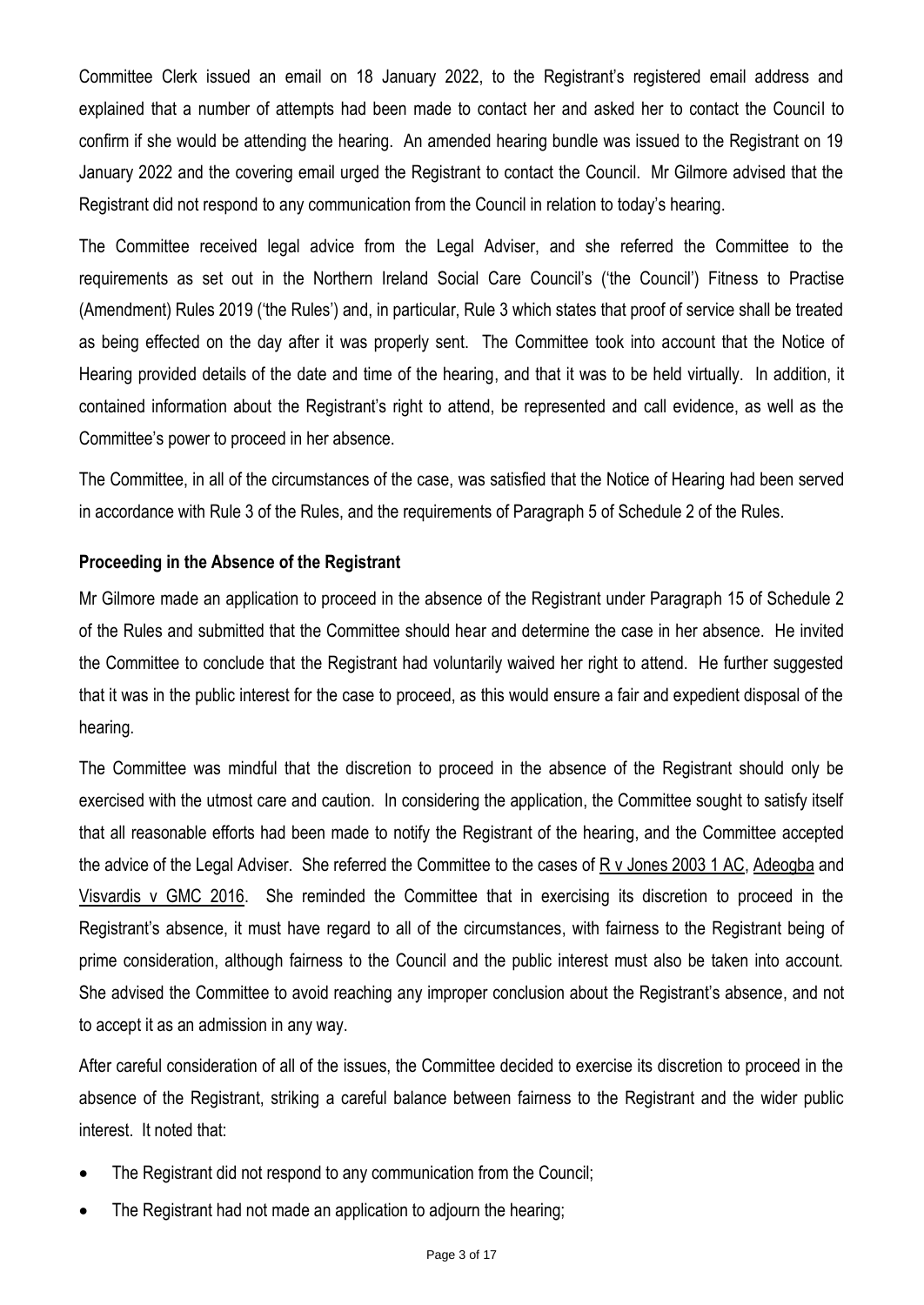Committee Clerk issued an email on 18 January 2022, to the Registrant's registered email address and explained that a number of attempts had been made to contact her and asked her to contact the Council to confirm if she would be attending the hearing. An amended hearing bundle was issued to the Registrant on 19 January 2022 and the covering email urged the Registrant to contact the Council. Mr Gilmore advised that the Registrant did not respond to any communication from the Council in relation to today's hearing.

The Committee received legal advice from the Legal Adviser, and she referred the Committee to the requirements as set out in the Northern Ireland Social Care Council's ('the Council') Fitness to Practise (Amendment) Rules 2019 ('the Rules') and, in particular, Rule 3 which states that proof of service shall be treated as being effected on the day after it was properly sent. The Committee took into account that the Notice of Hearing provided details of the date and time of the hearing, and that it was to be held virtually. In addition, it contained information about the Registrant's right to attend, be represented and call evidence, as well as the Committee's power to proceed in her absence.

The Committee, in all of the circumstances of the case, was satisfied that the Notice of Hearing had been served in accordance with Rule 3 of the Rules, and the requirements of Paragraph 5 of Schedule 2 of the Rules.

**Proceeding in the Absence of the Registrant**

Mr Gilmore made an application to proceed in the absence of the Registrant under Paragraph 15 of Schedule 2 of the Rules and submitted that the Committee should hear and determine the case in her absence. He invited the Committee to conclude that the Registrant had voluntarily waived her right to attend. He further suggested that it was in the public interest for the case to proceed, as this would ensure a fair and expedient disposal of the hearing.

The Committee was mindful that the discretion to proceed in the absence of the Registrant should only be exercised with the utmost care and caution. In considering the application, the Committee sought to satisfy itself that all reasonable efforts had been made to notify the Registrant of the hearing, and the Committee accepted the advice of the Legal Adviser. She referred the Committee to the cases of R v Jones 2003 1 AC, Adeogba and Visvardis v GMC 2016. She reminded the Committee that in exercising its discretion to proceed in the Registrant's absence, it must have regard to all of the circumstances, with fairness to the Registrant being of prime consideration, although fairness to the Council and the public interest must also be taken into account. She advised the Committee to avoid reaching any improper conclusion about the Registrant's absence, and not to accept it as an admission in any way.

After careful consideration of all of the issues, the Committee decided to exercise its discretion to proceed in the absence of the Registrant, striking a careful balance between fairness to the Registrant and the wider public interest. It noted that:

- The Registrant did not respond to any communication from the Council;
- The Registrant had not made an application to adjourn the hearing;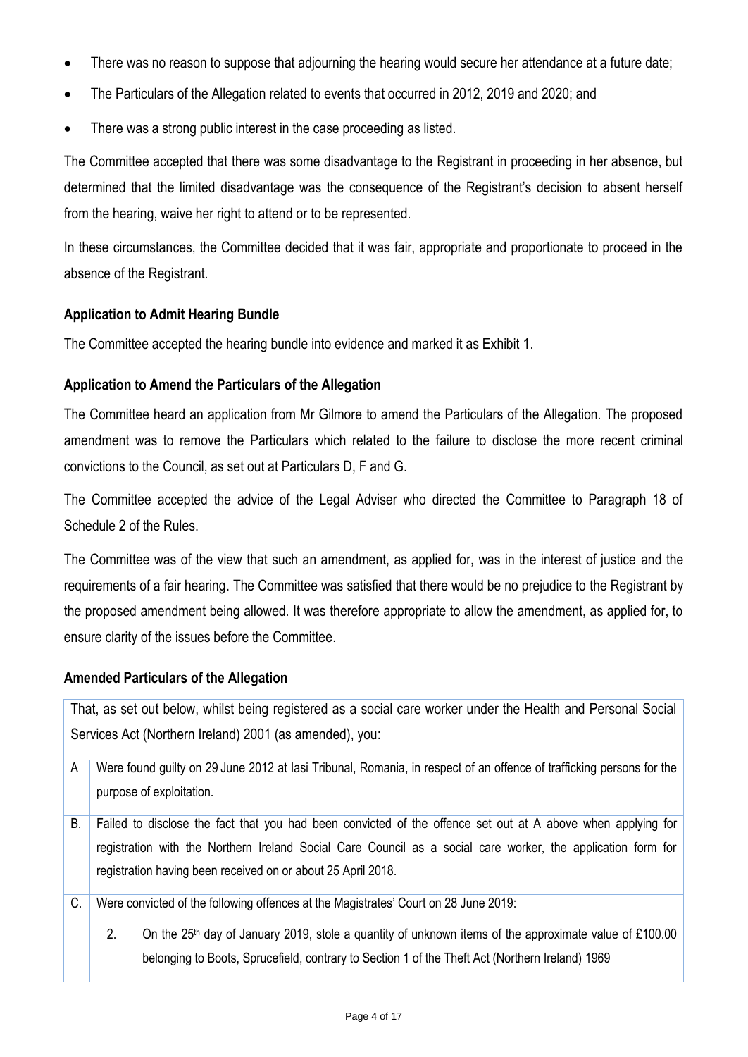- There was no reason to suppose that adjourning the hearing would secure her attendance at a future date;
- The Particulars of the Allegation related to events that occurred in 2012, 2019 and 2020; and
- There was a strong public interest in the case proceeding as listed.

The Committee accepted that there was some disadvantage to the Registrant in proceeding in her absence, but determined that the limited disadvantage was the consequence of the Registrant's decision to absent herself from the hearing, waive her right to attend or to be represented.

In these circumstances, the Committee decided that it was fair, appropriate and proportionate to proceed in the absence of the Registrant.

**Application to Admit Hearing Bundle**

The Committee accepted the hearing bundle into evidence and marked it as Exhibit 1.

**Application to Amend the Particulars of the Allegation**

The Committee heard an application from Mr Gilmore to amend the Particulars of the Allegation. The proposed amendment was to remove the Particulars which related to the failure to disclose the more recent criminal convictions to the Council, as set out at Particulars D, F and G.

The Committee accepted the advice of the Legal Adviser who directed the Committee to Paragraph 18 of Schedule 2 of the Rules.

The Committee was of the view that such an amendment, as applied for, was in the interest of justice and the requirements of a fair hearing. The Committee was satisfied that there would be no prejudice to the Registrant by the proposed amendment being allowed. It was therefore appropriate to allow the amendment, as applied for, to ensure clarity of the issues before the Committee.

**Amended Particulars of the Allegation**

| That, as set out below, whilst being registered as a social care worker under the Health and Personal Social Services Act (Northern Ireland) 2001 (as amended), you: | |
|---|---|
| A | Were found guilty on 29 June 2012 at Iasi Tribunal, Romania, in respect of an offence of trafficking persons for the purpose of exploitation. |
| B. | Failed to disclose the fact that you had been convicted of the offence set out at A above when applying for registration with the Northern Ireland Social Care Council as a social care worker, the application form for registration having been received on or about 25 April 2018. |
| C. | Were convicted of the following offences at the Magistrates' Court on 28 June 2019:<br><br>2. On the 25th day of January 2019, stole a quantity of unknown items of the approximate value of £100.00 belonging to Boots, Sprucefield, contrary to Section 1 of the Theft Act (Northern Ireland) 1969 |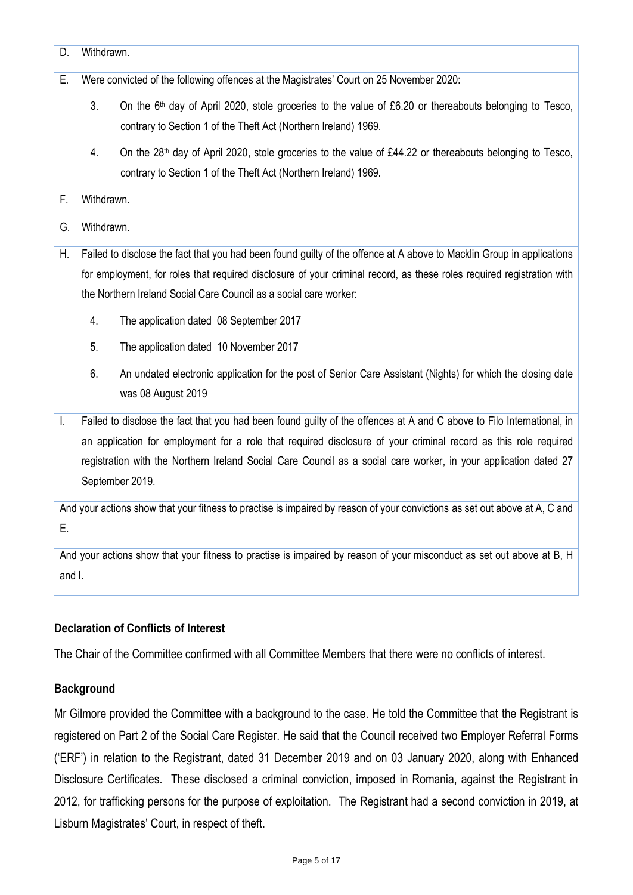| | |
|---|---|
| D. | Withdrawn. |
| E. | Were convicted of the following offences at the Magistrates' Court on 25 November 2020:<br><br>3. On the 6th day of April 2020, stole groceries to the value of £6.20 or thereabouts belonging to Tesco, contrary to Section 1 of the Theft Act (Northern Ireland) 1969.<br><br>4. On the 28th day of April 2020, stole groceries to the value of £44.22 or thereabouts belonging to Tesco, contrary to Section 1 of the Theft Act (Northern Ireland) 1969. |
| F. | Withdrawn. |
| G. | Withdrawn. |
| H. | Failed to disclose the fact that you had been found guilty of the offence at A above to Macklin Group in applications for employment, for roles that required disclosure of your criminal record, as these roles required registration with the Northern Ireland Social Care Council as a social care worker:<br><br>4. The application dated 08 September 2017<br><br>5. The application dated 10 November 2017<br><br>6. An undated electronic application for the post of Senior Care Assistant (Nights) for which the closing date was 08 August 2019 |
| I. | Failed to disclose the fact that you had been found guilty of the offences at A and C above to Filo International, in an application for employment for a role that required disclosure of your criminal record as this role required registration with the Northern Ireland Social Care Council as a social care worker, in your application dated 27 September 2019. |
| And your actions show that your fitness to practise is impaired by reason of your convictions as set out above at A, C and E. | |
| And your actions show that your fitness to practise is impaired by reason of your misconduct as set out above at B, H and I. | |

## Declaration of Conflicts of Interest

The Chair of the Committee confirmed with all Committee Members that there were no conflicts of interest.

## Background

Mr Gilmore provided the Committee with a background to the case. He told the Committee that the Registrant is registered on Part 2 of the Social Care Register. He said that the Council received two Employer Referral Forms ('ERF') in relation to the Registrant, dated 31 December 2019 and on 03 January 2020, along with Enhanced Disclosure Certificates. These disclosed a criminal conviction, imposed in Romania, against the Registrant in 2012, for trafficking persons for the purpose of exploitation. The Registrant had a second conviction in 2019, at Lisburn Magistrates' Court, in respect of theft.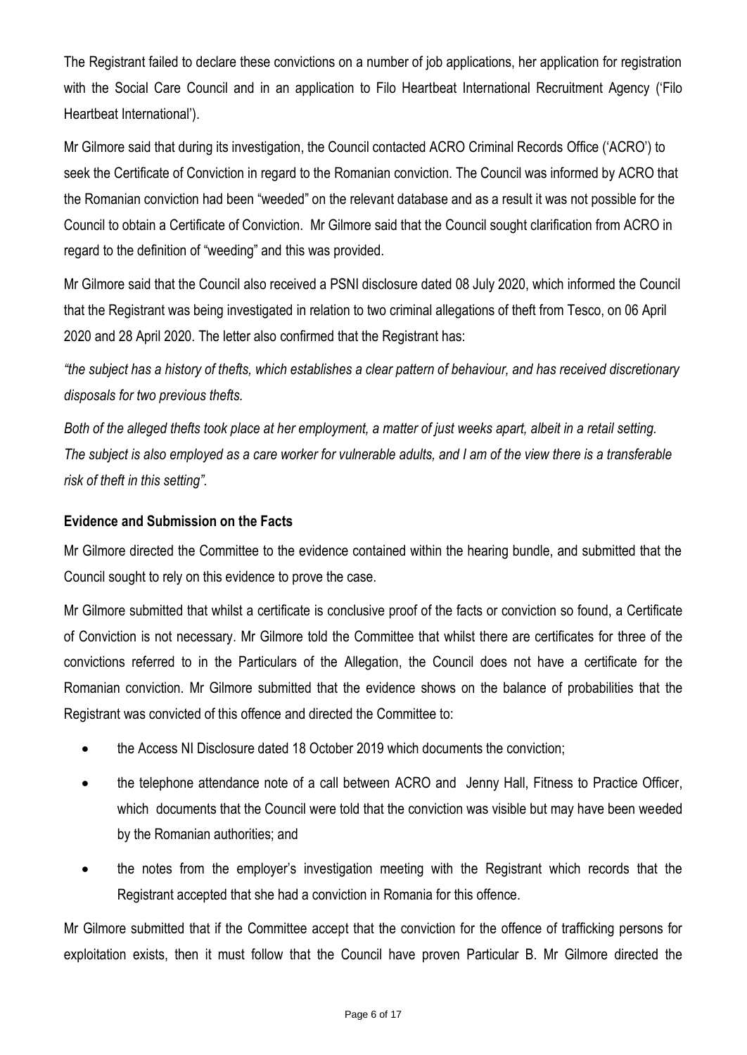The Registrant failed to declare these convictions on a number of job applications, her application for registration with the Social Care Council and in an application to Filo Heartbeat International Recruitment Agency ('Filo Heartbeat International').

Mr Gilmore said that during its investigation, the Council contacted ACRO Criminal Records Office ('ACRO') to seek the Certificate of Conviction in regard to the Romanian conviction. The Council was informed by ACRO that the Romanian conviction had been "weeded" on the relevant database and as a result it was not possible for the Council to obtain a Certificate of Conviction. Mr Gilmore said that the Council sought clarification from ACRO in regard to the definition of "weeding" and this was provided.

Mr Gilmore said that the Council also received a PSNI disclosure dated 08 July 2020, which informed the Council that the Registrant was being investigated in relation to two criminal allegations of theft from Tesco, on 06 April 2020 and 28 April 2020. The letter also confirmed that the Registrant has:

*"the subject has a history of thefts, which establishes a clear pattern of behaviour, and has received discretionary disposals for two previous thefts.*

*Both of the alleged thefts took place at her employment, a matter of just weeks apart, albeit in a retail setting. The subject is also employed as a care worker for vulnerable adults, and I am of the view there is a transferable risk of theft in this setting".*

### Evidence and Submission on the Facts

Mr Gilmore directed the Committee to the evidence contained within the hearing bundle, and submitted that the Council sought to rely on this evidence to prove the case.

Mr Gilmore submitted that whilst a certificate is conclusive proof of the facts or conviction so found, a Certificate of Conviction is not necessary. Mr Gilmore told the Committee that whilst there are certificates for three of the convictions referred to in the Particulars of the Allegation, the Council does not have a certificate for the Romanian conviction. Mr Gilmore submitted that the evidence shows on the balance of probabilities that the Registrant was convicted of this offence and directed the Committee to:

- the Access NI Disclosure dated 18 October 2019 which documents the conviction;
- the telephone attendance note of a call between ACRO and Jenny Hall, Fitness to Practice Officer, which documents that the Council were told that the conviction was visible but may have been weeded by the Romanian authorities; and
- the notes from the employer's investigation meeting with the Registrant which records that the Registrant accepted that she had a conviction in Romania for this offence.

Mr Gilmore submitted that if the Committee accept that the conviction for the offence of trafficking persons for exploitation exists, then it must follow that the Council have proven Particular B. Mr Gilmore directed the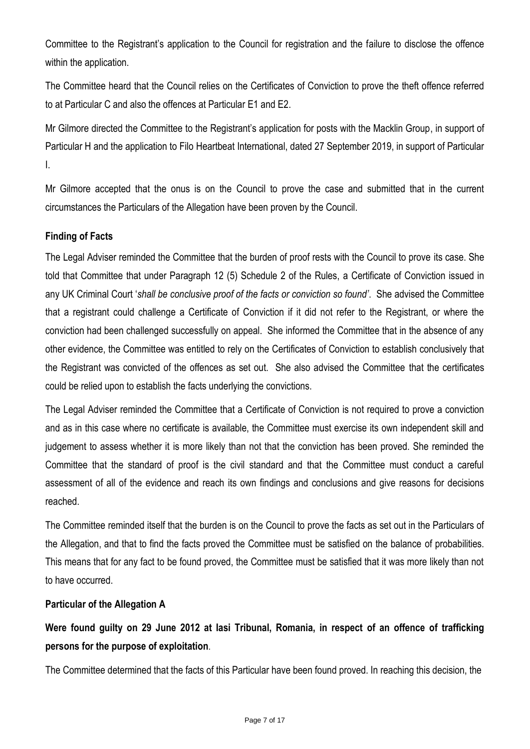Committee to the Registrant's application to the Council for registration and the failure to disclose the offence within the application.

The Committee heard that the Council relies on the Certificates of Conviction to prove the theft offence referred to at Particular C and also the offences at Particular E1 and E2.

Mr Gilmore directed the Committee to the Registrant's application for posts with the Macklin Group, in support of Particular H and the application to Filo Heartbeat International, dated 27 September 2019, in support of Particular I.

Mr Gilmore accepted that the onus is on the Council to prove the case and submitted that in the current circumstances the Particulars of the Allegation have been proven by the Council.

**Finding of Facts**

The Legal Adviser reminded the Committee that the burden of proof rests with the Council to prove its case. She told that Committee that under Paragraph 12 (5) Schedule 2 of the Rules, a Certificate of Conviction issued in any UK Criminal Court '*shall be conclusive proof of the facts or conviction so found'*. She advised the Committee that a registrant could challenge a Certificate of Conviction if it did not refer to the Registrant, or where the conviction had been challenged successfully on appeal. She informed the Committee that in the absence of any other evidence, the Committee was entitled to rely on the Certificates of Conviction to establish conclusively that the Registrant was convicted of the offences as set out. She also advised the Committee that the certificates could be relied upon to establish the facts underlying the convictions.

The Legal Adviser reminded the Committee that a Certificate of Conviction is not required to prove a conviction and as in this case where no certificate is available, the Committee must exercise its own independent skill and judgement to assess whether it is more likely than not that the conviction has been proved. She reminded the Committee that the standard of proof is the civil standard and that the Committee must conduct a careful assessment of all of the evidence and reach its own findings and conclusions and give reasons for decisions reached.

The Committee reminded itself that the burden is on the Council to prove the facts as set out in the Particulars of the Allegation, and that to find the facts proved the Committee must be satisfied on the balance of probabilities. This means that for any fact to be found proved, the Committee must be satisfied that it was more likely than not to have occurred.

**Particular of the Allegation A**

**Were found guilty on 29 June 2012 at Iasi Tribunal, Romania, in respect of an offence of trafficking persons for the purpose of exploitation**.

The Committee determined that the facts of this Particular have been found proved. In reaching this decision, the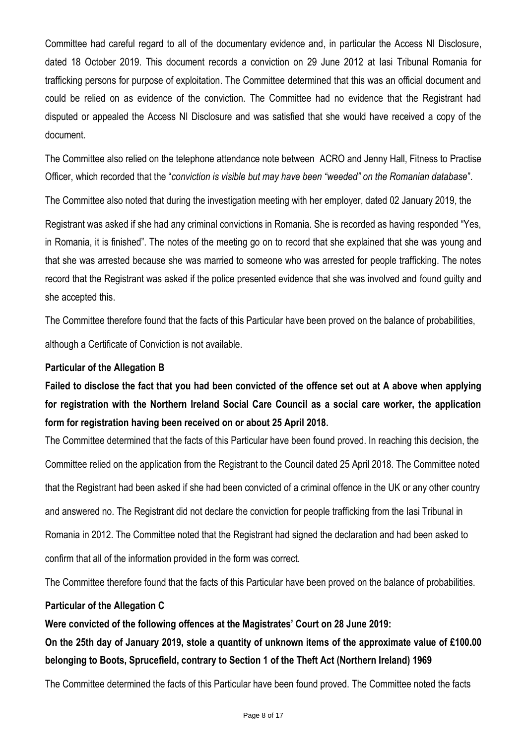Committee had careful regard to all of the documentary evidence and, in particular the Access NI Disclosure, dated 18 October 2019. This document records a conviction on 29 June 2012 at Iasi Tribunal Romania for trafficking persons for purpose of exploitation. The Committee determined that this was an official document and could be relied on as evidence of the conviction. The Committee had no evidence that the Registrant had disputed or appealed the Access NI Disclosure and was satisfied that she would have received a copy of the document.

The Committee also relied on the telephone attendance note between ACRO and Jenny Hall, Fitness to Practise Officer, which recorded that the "*conviction is visible but may have been "weeded" on the Romanian database*".

The Committee also noted that during the investigation meeting with her employer, dated 02 January 2019, the

Registrant was asked if she had any criminal convictions in Romania. She is recorded as having responded "Yes, in Romania, it is finished". The notes of the meeting go on to record that she explained that she was young and that she was arrested because she was married to someone who was arrested for people trafficking. The notes record that the Registrant was asked if the police presented evidence that she was involved and found guilty and she accepted this.

The Committee therefore found that the facts of this Particular have been proved on the balance of probabilities, although a Certificate of Conviction is not available.

**Particular of the Allegation B**

**Failed to disclose the fact that you had been convicted of the offence set out at A above when applying for registration with the Northern Ireland Social Care Council as a social care worker, the application form for registration having been received on or about 25 April 2018.**

The Committee determined that the facts of this Particular have been found proved. In reaching this decision, the Committee relied on the application from the Registrant to the Council dated 25 April 2018. The Committee noted that the Registrant had been asked if she had been convicted of a criminal offence in the UK or any other country and answered no. The Registrant did not declare the conviction for people trafficking from the Iasi Tribunal in Romania in 2012. The Committee noted that the Registrant had signed the declaration and had been asked to confirm that all of the information provided in the form was correct.

The Committee therefore found that the facts of this Particular have been proved on the balance of probabilities.

**Particular of the Allegation C**

**Were convicted of the following offences at the Magistrates' Court on 28 June 2019:**

**On the 25th day of January 2019, stole a quantity of unknown items of the approximate value of £100.00 belonging to Boots, Sprucefield, contrary to Section 1 of the Theft Act (Northern Ireland) 1969**

The Committee determined the facts of this Particular have been found proved. The Committee noted the facts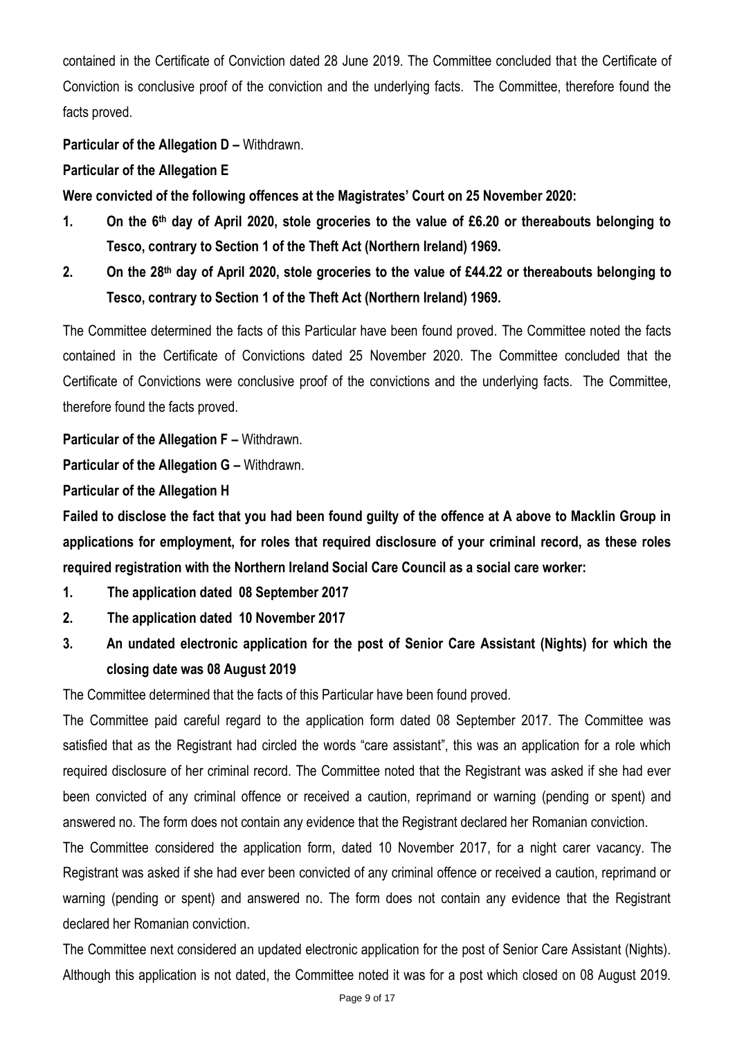contained in the Certificate of Conviction dated 28 June 2019. The Committee concluded that the Certificate of Conviction is conclusive proof of the conviction and the underlying facts. The Committee, therefore found the facts proved.

**Particular of the Allegation D –** Withdrawn.

**Particular of the Allegation E**

**Were convicted of the following offences at the Magistrates' Court on 25 November 2020:**

1. **On the 6th day of April 2020, stole groceries to the value of £6.20 or thereabouts belonging to Tesco, contrary to Section 1 of the Theft Act (Northern Ireland) 1969.**
2. **On the 28th day of April 2020, stole groceries to the value of £44.22 or thereabouts belonging to Tesco, contrary to Section 1 of the Theft Act (Northern Ireland) 1969.**

The Committee determined the facts of this Particular have been found proved. The Committee noted the facts contained in the Certificate of Convictions dated 25 November 2020. The Committee concluded that the Certificate of Convictions were conclusive proof of the convictions and the underlying facts. The Committee, therefore found the facts proved.

**Particular of the Allegation F –** Withdrawn.

**Particular of the Allegation G –** Withdrawn.

**Particular of the Allegation H**

**Failed to disclose the fact that you had been found guilty of the offence at A above to Macklin Group in applications for employment, for roles that required disclosure of your criminal record, as these roles required registration with the Northern Ireland Social Care Council as a social care worker:**

1. **The application dated 08 September 2017**
2. **The application dated 10 November 2017**
3. **An undated electronic application for the post of Senior Care Assistant (Nights) for which the closing date was 08 August 2019**

The Committee determined that the facts of this Particular have been found proved.

The Committee paid careful regard to the application form dated 08 September 2017. The Committee was satisfied that as the Registrant had circled the words "care assistant", this was an application for a role which required disclosure of her criminal record. The Committee noted that the Registrant was asked if she had ever been convicted of any criminal offence or received a caution, reprimand or warning (pending or spent) and answered no. The form does not contain any evidence that the Registrant declared her Romanian conviction.

The Committee considered the application form, dated 10 November 2017, for a night carer vacancy. The Registrant was asked if she had ever been convicted of any criminal offence or received a caution, reprimand or warning (pending or spent) and answered no. The form does not contain any evidence that the Registrant declared her Romanian conviction.

The Committee next considered an updated electronic application for the post of Senior Care Assistant (Nights). Although this application is not dated, the Committee noted it was for a post which closed on 08 August 2019.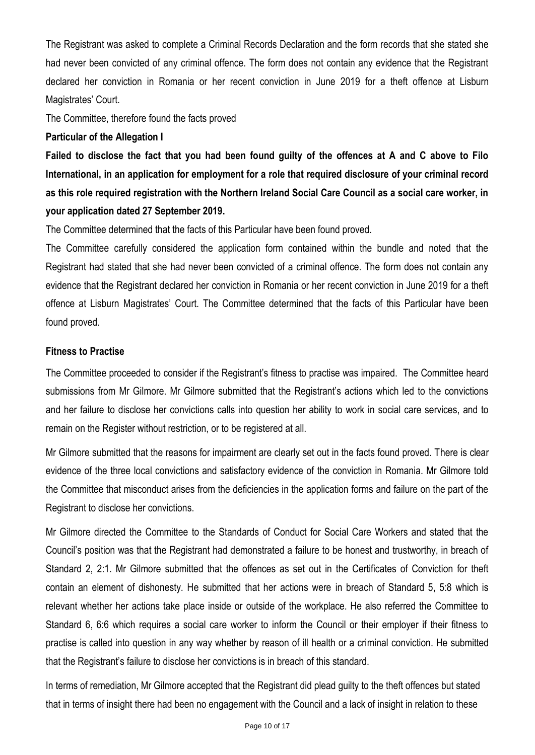The Registrant was asked to complete a Criminal Records Declaration and the form records that she stated she had never been convicted of any criminal offence. The form does not contain any evidence that the Registrant declared her conviction in Romania or her recent conviction in June 2019 for a theft offence at Lisburn Magistrates' Court.

The Committee, therefore found the facts proved

**Particular of the Allegation I**

**Failed to disclose the fact that you had been found guilty of the offences at A and C above to Filo International, in an application for employment for a role that required disclosure of your criminal record as this role required registration with the Northern Ireland Social Care Council as a social care worker, in your application dated 27 September 2019.**

The Committee determined that the facts of this Particular have been found proved.

The Committee carefully considered the application form contained within the bundle and noted that the Registrant had stated that she had never been convicted of a criminal offence. The form does not contain any evidence that the Registrant declared her conviction in Romania or her recent conviction in June 2019 for a theft offence at Lisburn Magistrates' Court. The Committee determined that the facts of this Particular have been found proved.

**Fitness to Practise**

The Committee proceeded to consider if the Registrant's fitness to practise was impaired. The Committee heard submissions from Mr Gilmore. Mr Gilmore submitted that the Registrant's actions which led to the convictions and her failure to disclose her convictions calls into question her ability to work in social care services, and to remain on the Register without restriction, or to be registered at all.

Mr Gilmore submitted that the reasons for impairment are clearly set out in the facts found proved. There is clear evidence of the three local convictions and satisfactory evidence of the conviction in Romania. Mr Gilmore told the Committee that misconduct arises from the deficiencies in the application forms and failure on the part of the Registrant to disclose her convictions.

Mr Gilmore directed the Committee to the Standards of Conduct for Social Care Workers and stated that the Council's position was that the Registrant had demonstrated a failure to be honest and trustworthy, in breach of Standard 2, 2:1. Mr Gilmore submitted that the offences as set out in the Certificates of Conviction for theft contain an element of dishonesty. He submitted that her actions were in breach of Standard 5, 5:8 which is relevant whether her actions take place inside or outside of the workplace. He also referred the Committee to Standard 6, 6:6 which requires a social care worker to inform the Council or their employer if their fitness to practise is called into question in any way whether by reason of ill health or a criminal conviction. He submitted that the Registrant's failure to disclose her convictions is in breach of this standard.

In terms of remediation, Mr Gilmore accepted that the Registrant did plead guilty to the theft offences but stated that in terms of insight there had been no engagement with the Council and a lack of insight in relation to these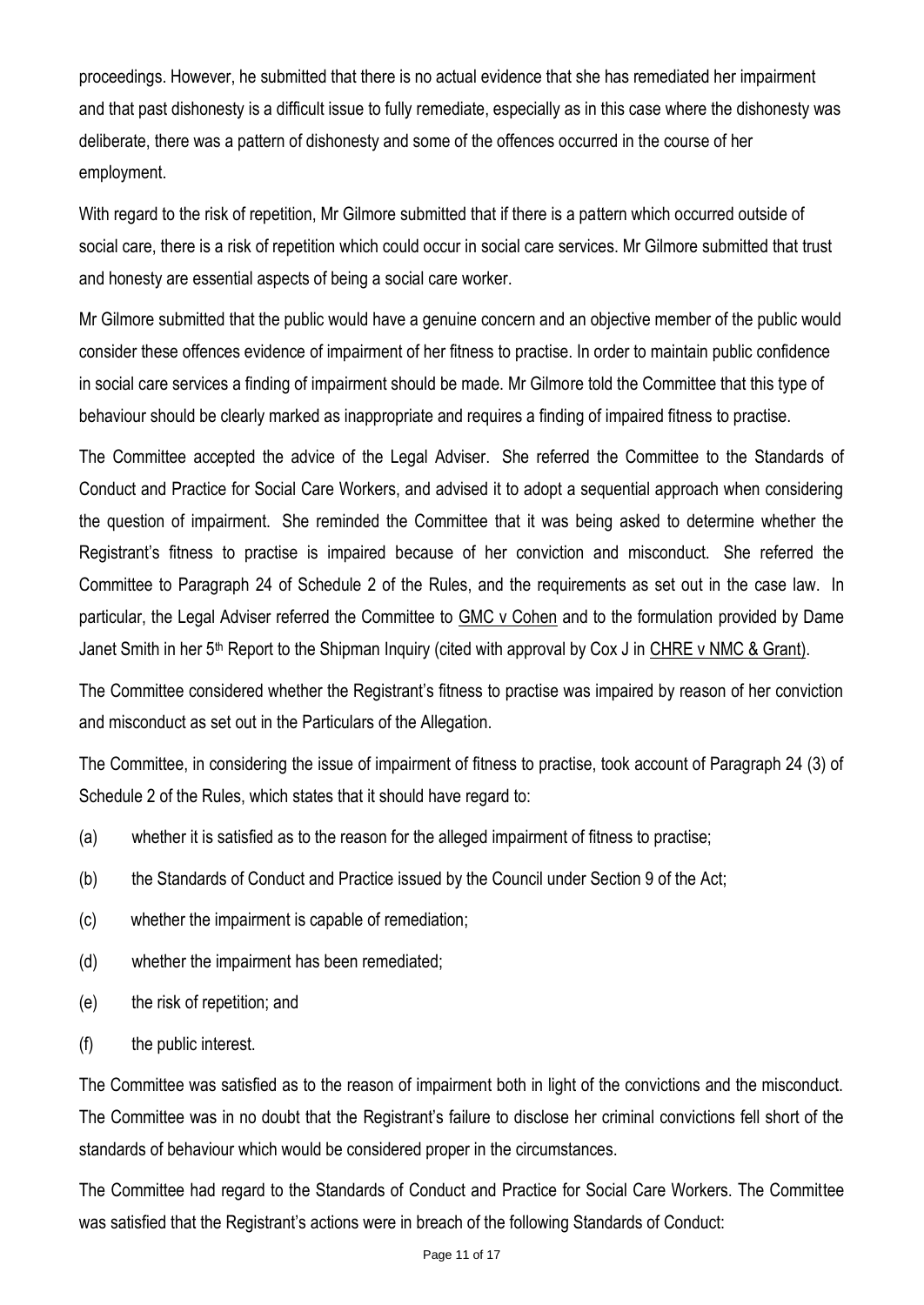proceedings. However, he submitted that there is no actual evidence that she has remediated her impairment and that past dishonesty is a difficult issue to fully remediate, especially as in this case where the dishonesty was deliberate, there was a pattern of dishonesty and some of the offences occurred in the course of her employment.

With regard to the risk of repetition, Mr Gilmore submitted that if there is a pattern which occurred outside of social care, there is a risk of repetition which could occur in social care services. Mr Gilmore submitted that trust and honesty are essential aspects of being a social care worker.

Mr Gilmore submitted that the public would have a genuine concern and an objective member of the public would consider these offences evidence of impairment of her fitness to practise. In order to maintain public confidence in social care services a finding of impairment should be made. Mr Gilmore told the Committee that this type of behaviour should be clearly marked as inappropriate and requires a finding of impaired fitness to practise.

The Committee accepted the advice of the Legal Adviser. She referred the Committee to the Standards of Conduct and Practice for Social Care Workers, and advised it to adopt a sequential approach when considering the question of impairment. She reminded the Committee that it was being asked to determine whether the Registrant's fitness to practise is impaired because of her conviction and misconduct. She referred the Committee to Paragraph 24 of Schedule 2 of the Rules, and the requirements as set out in the case law. In particular, the Legal Adviser referred the Committee to GMC v Cohen and to the formulation provided by Dame Janet Smith in her 5th Report to the Shipman Inquiry (cited with approval by Cox J in CHRE v NMC & Grant).

The Committee considered whether the Registrant's fitness to practise was impaired by reason of her conviction and misconduct as set out in the Particulars of the Allegation.

The Committee, in considering the issue of impairment of fitness to practise, took account of Paragraph 24 (3) of Schedule 2 of the Rules, which states that it should have regard to:

(a) whether it is satisfied as to the reason for the alleged impairment of fitness to practise;

(b) the Standards of Conduct and Practice issued by the Council under Section 9 of the Act;

(c) whether the impairment is capable of remediation;

(d) whether the impairment has been remediated;

(e) the risk of repetition; and

(f) the public interest.

The Committee was satisfied as to the reason of impairment both in light of the convictions and the misconduct. The Committee was in no doubt that the Registrant's failure to disclose her criminal convictions fell short of the standards of behaviour which would be considered proper in the circumstances.

The Committee had regard to the Standards of Conduct and Practice for Social Care Workers. The Committee was satisfied that the Registrant's actions were in breach of the following Standards of Conduct: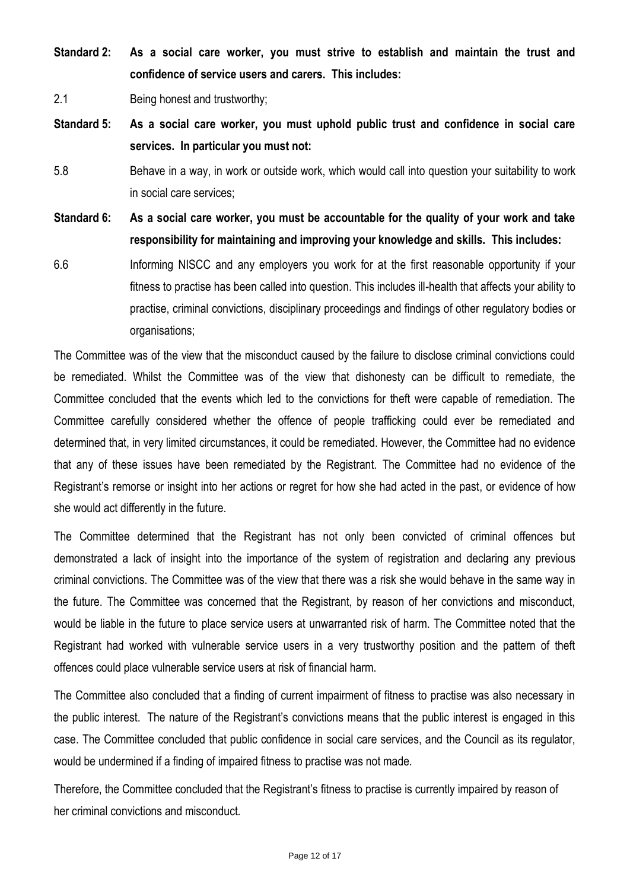**Standard 2: As a social care worker, you must strive to establish and maintain the trust and confidence of service users and carers. This includes:**

2.1 Being honest and trustworthy;

**Standard 5: As a social care worker, you must uphold public trust and confidence in social care services. In particular you must not:**

5.8 Behave in a way, in work or outside work, which would call into question your suitability to work in social care services;

**Standard 6: As a social care worker, you must be accountable for the quality of your work and take responsibility for maintaining and improving your knowledge and skills. This includes:**

6.6 Informing NISCC and any employers you work for at the first reasonable opportunity if your fitness to practise has been called into question. This includes ill-health that affects your ability to practise, criminal convictions, disciplinary proceedings and findings of other regulatory bodies or organisations;

The Committee was of the view that the misconduct caused by the failure to disclose criminal convictions could be remediated. Whilst the Committee was of the view that dishonesty can be difficult to remediate, the Committee concluded that the events which led to the convictions for theft were capable of remediation. The Committee carefully considered whether the offence of people trafficking could ever be remediated and determined that, in very limited circumstances, it could be remediated. However, the Committee had no evidence that any of these issues have been remediated by the Registrant. The Committee had no evidence of the Registrant's remorse or insight into her actions or regret for how she had acted in the past, or evidence of how she would act differently in the future.

The Committee determined that the Registrant has not only been convicted of criminal offences but demonstrated a lack of insight into the importance of the system of registration and declaring any previous criminal convictions. The Committee was of the view that there was a risk she would behave in the same way in the future. The Committee was concerned that the Registrant, by reason of her convictions and misconduct, would be liable in the future to place service users at unwarranted risk of harm. The Committee noted that the Registrant had worked with vulnerable service users in a very trustworthy position and the pattern of theft offences could place vulnerable service users at risk of financial harm.

The Committee also concluded that a finding of current impairment of fitness to practise was also necessary in the public interest. The nature of the Registrant's convictions means that the public interest is engaged in this case. The Committee concluded that public confidence in social care services, and the Council as its regulator, would be undermined if a finding of impaired fitness to practise was not made.

Therefore, the Committee concluded that the Registrant's fitness to practise is currently impaired by reason of her criminal convictions and misconduct.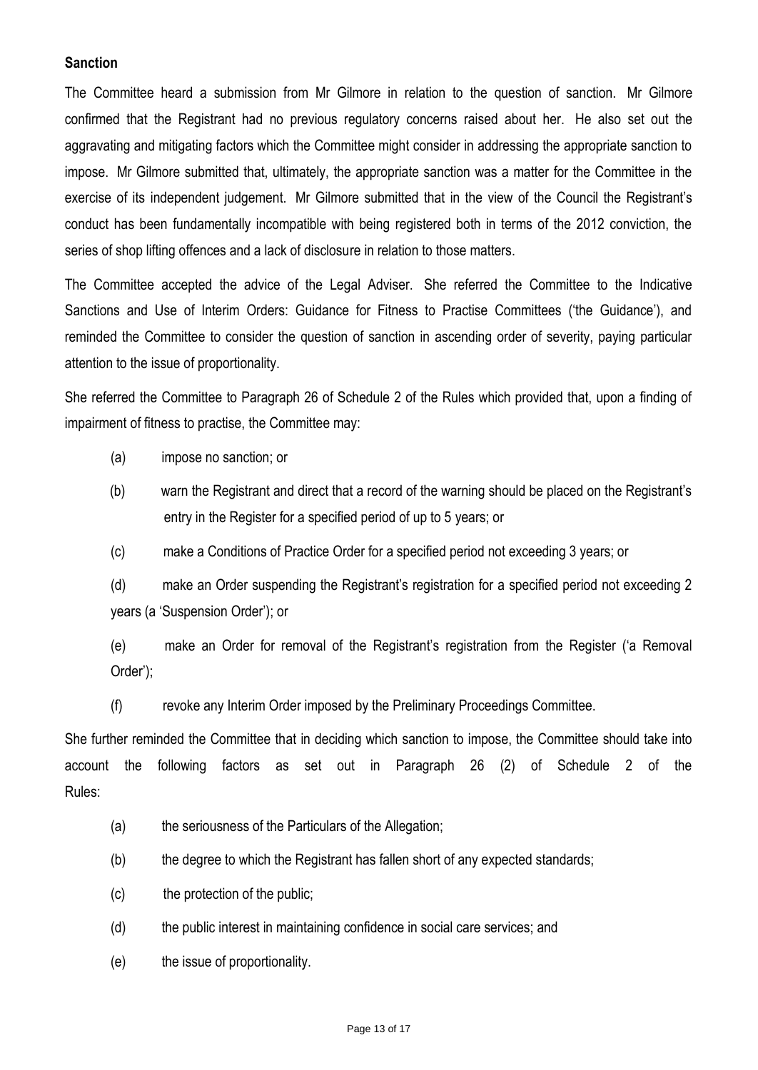**Sanction**

The Committee heard a submission from Mr Gilmore in relation to the question of sanction. Mr Gilmore confirmed that the Registrant had no previous regulatory concerns raised about her. He also set out the aggravating and mitigating factors which the Committee might consider in addressing the appropriate sanction to impose. Mr Gilmore submitted that, ultimately, the appropriate sanction was a matter for the Committee in the exercise of its independent judgement. Mr Gilmore submitted that in the view of the Council the Registrant's conduct has been fundamentally incompatible with being registered both in terms of the 2012 conviction, the series of shop lifting offences and a lack of disclosure in relation to those matters.

The Committee accepted the advice of the Legal Adviser. She referred the Committee to the Indicative Sanctions and Use of Interim Orders: Guidance for Fitness to Practise Committees ('the Guidance'), and reminded the Committee to consider the question of sanction in ascending order of severity, paying particular attention to the issue of proportionality.

She referred the Committee to Paragraph 26 of Schedule 2 of the Rules which provided that, upon a finding of impairment of fitness to practise, the Committee may:

(a) impose no sanction; or

(b) warn the Registrant and direct that a record of the warning should be placed on the Registrant's entry in the Register for a specified period of up to 5 years; or

(c) make a Conditions of Practice Order for a specified period not exceeding 3 years; or

(d) make an Order suspending the Registrant's registration for a specified period not exceeding 2 years (a 'Suspension Order'); or

(e) make an Order for removal of the Registrant's registration from the Register ('a Removal Order');

(f) revoke any Interim Order imposed by the Preliminary Proceedings Committee.

She further reminded the Committee that in deciding which sanction to impose, the Committee should take into account the following factors as set out in Paragraph 26 (2) of Schedule 2 of the Rules:

(a) the seriousness of the Particulars of the Allegation;

(b) the degree to which the Registrant has fallen short of any expected standards;

(c) the protection of the public;

(d) the public interest in maintaining confidence in social care services; and

(e) the issue of proportionality.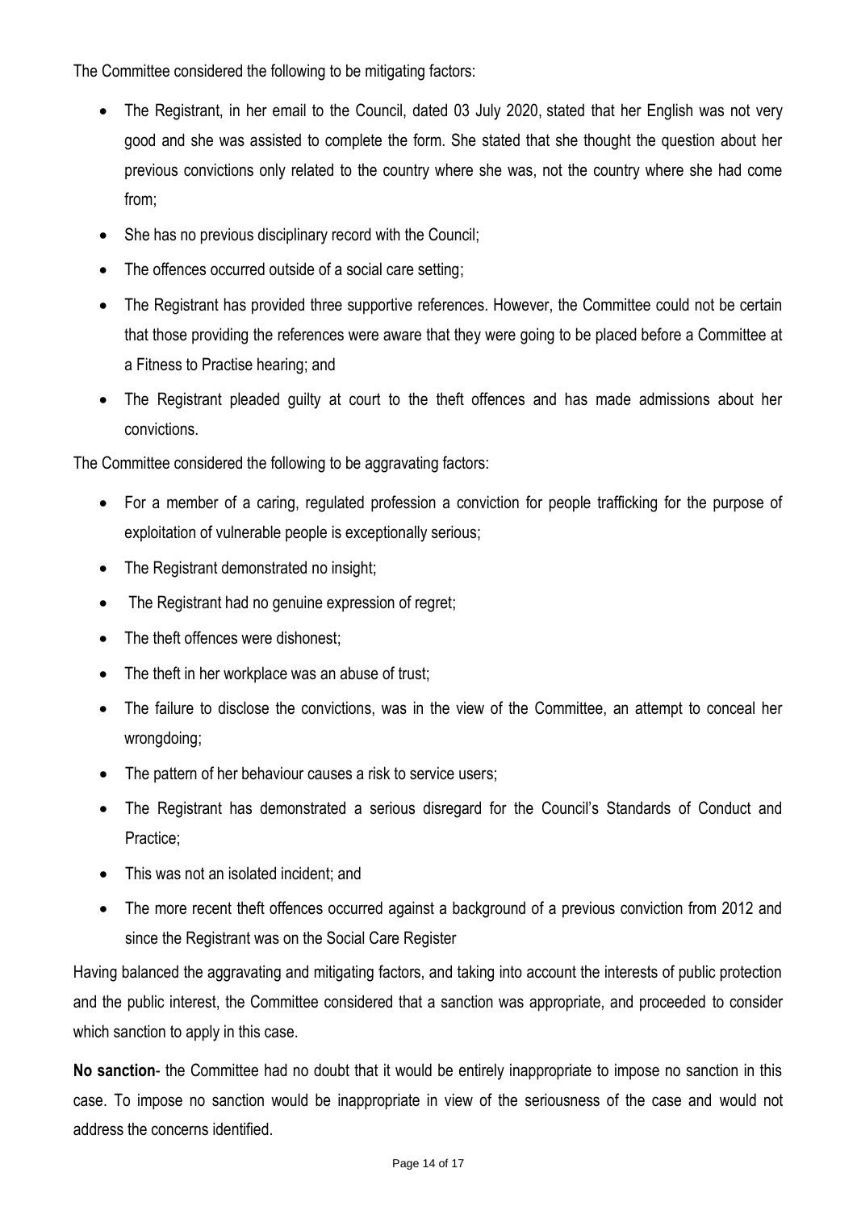The Committee considered the following to be mitigating factors:

- The Registrant, in her email to the Council, dated 03 July 2020, stated that her English was not very good and she was assisted to complete the form. She stated that she thought the question about her previous convictions only related to the country where she was, not the country where she had come from;
- She has no previous disciplinary record with the Council;
- The offences occurred outside of a social care setting;
- The Registrant has provided three supportive references. However, the Committee could not be certain that those providing the references were aware that they were going to be placed before a Committee at a Fitness to Practise hearing; and
- The Registrant pleaded guilty at court to the theft offences and has made admissions about her convictions.

The Committee considered the following to be aggravating factors:

- For a member of a caring, regulated profession a conviction for people trafficking for the purpose of exploitation of vulnerable people is exceptionally serious;
- The Registrant demonstrated no insight;
- The Registrant had no genuine expression of regret;
- The theft offences were dishonest;
- The theft in her workplace was an abuse of trust;
- The failure to disclose the convictions, was in the view of the Committee, an attempt to conceal her wrongdoing;
- The pattern of her behaviour causes a risk to service users;
- The Registrant has demonstrated a serious disregard for the Council's Standards of Conduct and Practice;
- This was not an isolated incident; and
- The more recent theft offences occurred against a background of a previous conviction from 2012 and since the Registrant was on the Social Care Register

Having balanced the aggravating and mitigating factors, and taking into account the interests of public protection and the public interest, the Committee considered that a sanction was appropriate, and proceeded to consider which sanction to apply in this case.

**No sanction**- the Committee had no doubt that it would be entirely inappropriate to impose no sanction in this case. To impose no sanction would be inappropriate in view of the seriousness of the case and would not address the concerns identified.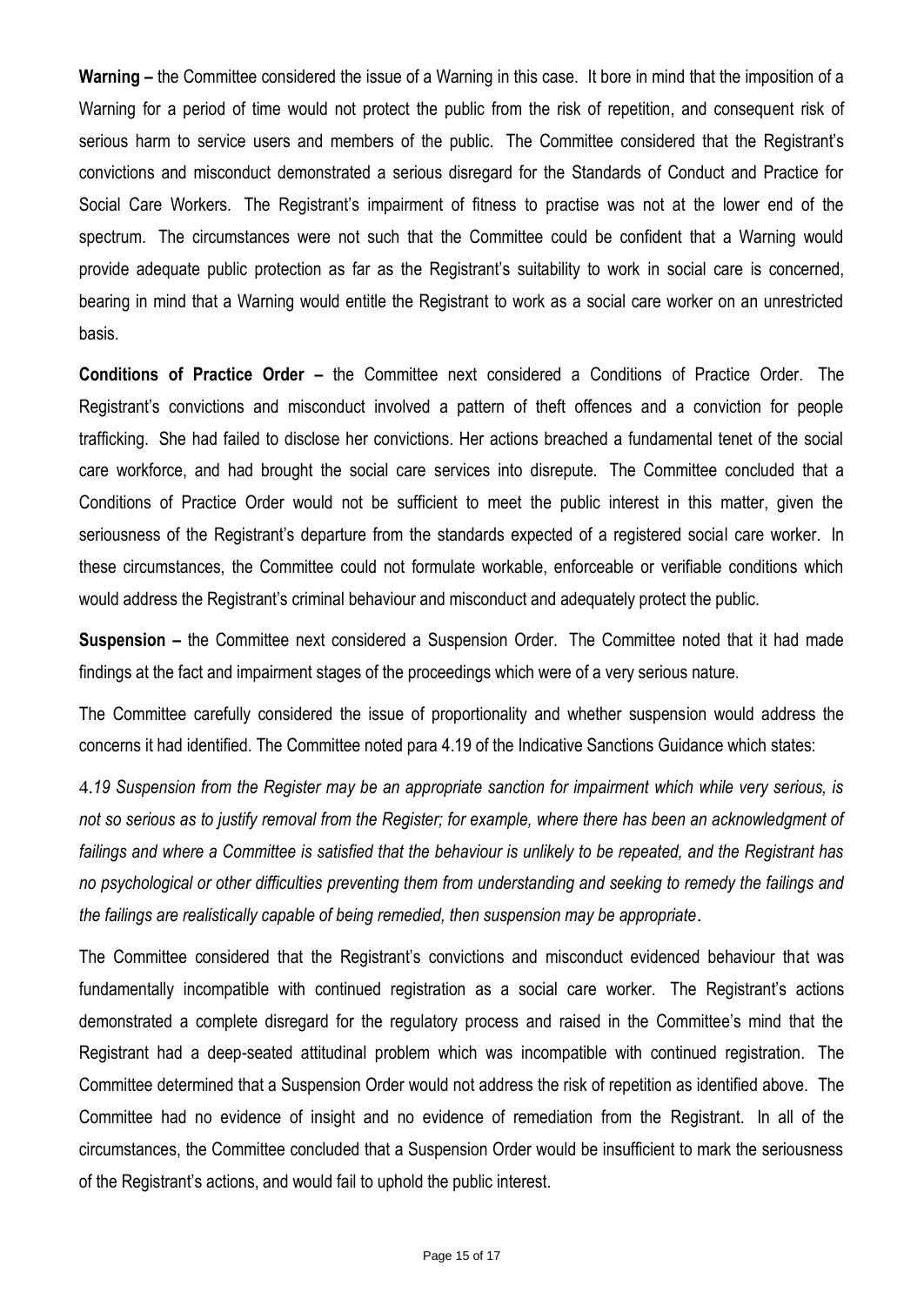**Warning –** the Committee considered the issue of a Warning in this case. It bore in mind that the imposition of a Warning for a period of time would not protect the public from the risk of repetition, and consequent risk of serious harm to service users and members of the public. The Committee considered that the Registrant's convictions and misconduct demonstrated a serious disregard for the Standards of Conduct and Practice for Social Care Workers. The Registrant's impairment of fitness to practise was not at the lower end of the spectrum. The circumstances were not such that the Committee could be confident that a Warning would provide adequate public protection as far as the Registrant's suitability to work in social care is concerned, bearing in mind that a Warning would entitle the Registrant to work as a social care worker on an unrestricted basis.

**Conditions of Practice Order –** the Committee next considered a Conditions of Practice Order. The Registrant's convictions and misconduct involved a pattern of theft offences and a conviction for people trafficking. She had failed to disclose her convictions. Her actions breached a fundamental tenet of the social care workforce, and had brought the social care services into disrepute. The Committee concluded that a Conditions of Practice Order would not be sufficient to meet the public interest in this matter, given the seriousness of the Registrant's departure from the standards expected of a registered social care worker. In these circumstances, the Committee could not formulate workable, enforceable or verifiable conditions which would address the Registrant's criminal behaviour and misconduct and adequately protect the public.

**Suspension –** the Committee next considered a Suspension Order. The Committee noted that it had made findings at the fact and impairment stages of the proceedings which were of a very serious nature.

The Committee carefully considered the issue of proportionality and whether suspension would address the concerns it had identified. The Committee noted para 4.19 of the Indicative Sanctions Guidance which states:

*4.19 Suspension from the Register may be an appropriate sanction for impairment which while very serious, is not so serious as to justify removal from the Register; for example, where there has been an acknowledgment of failings and where a Committee is satisfied that the behaviour is unlikely to be repeated, and the Registrant has no psychological or other difficulties preventing them from understanding and seeking to remedy the failings and the failings are realistically capable of being remedied, then suspension may be appropriate*.

The Committee considered that the Registrant's convictions and misconduct evidenced behaviour that was fundamentally incompatible with continued registration as a social care worker. The Registrant's actions demonstrated a complete disregard for the regulatory process and raised in the Committee's mind that the Registrant had a deep-seated attitudinal problem which was incompatible with continued registration. The Committee determined that a Suspension Order would not address the risk of repetition as identified above. The Committee had no evidence of insight and no evidence of remediation from the Registrant. In all of the circumstances, the Committee concluded that a Suspension Order would be insufficient to mark the seriousness of the Registrant's actions, and would fail to uphold the public interest.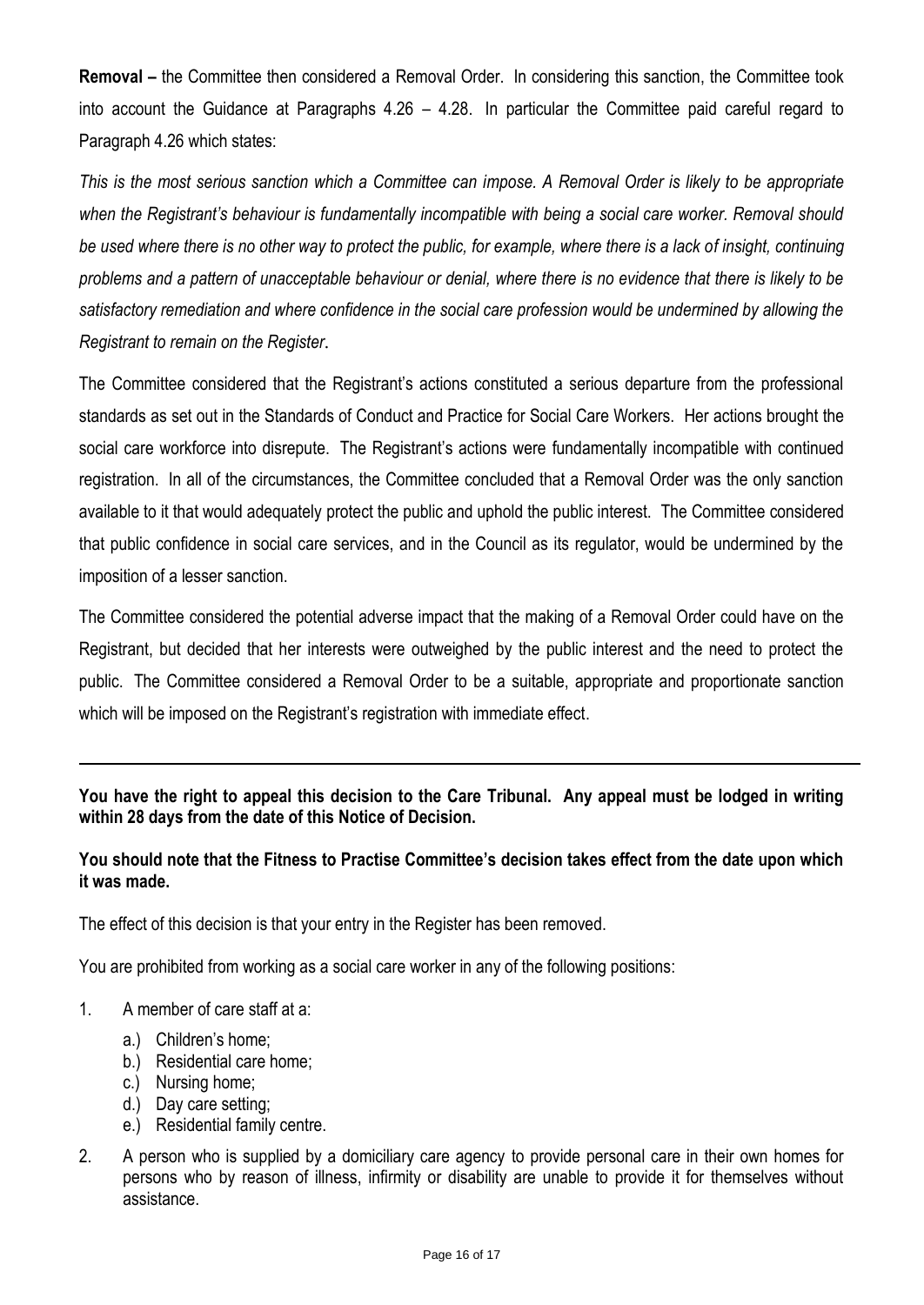**Removal –** the Committee then considered a Removal Order. In considering this sanction, the Committee took into account the Guidance at Paragraphs 4.26 – 4.28. In particular the Committee paid careful regard to Paragraph 4.26 which states:

*This is the most serious sanction which a Committee can impose. A Removal Order is likely to be appropriate when the Registrant's behaviour is fundamentally incompatible with being a social care worker. Removal should be used where there is no other way to protect the public, for example, where there is a lack of insight, continuing problems and a pattern of unacceptable behaviour or denial, where there is no evidence that there is likely to be satisfactory remediation and where confidence in the social care profession would be undermined by allowing the Registrant to remain on the Register*.

The Committee considered that the Registrant's actions constituted a serious departure from the professional standards as set out in the Standards of Conduct and Practice for Social Care Workers. Her actions brought the social care workforce into disrepute. The Registrant's actions were fundamentally incompatible with continued registration. In all of the circumstances, the Committee concluded that a Removal Order was the only sanction available to it that would adequately protect the public and uphold the public interest. The Committee considered that public confidence in social care services, and in the Council as its regulator, would be undermined by the imposition of a lesser sanction.

The Committee considered the potential adverse impact that the making of a Removal Order could have on the Registrant, but decided that her interests were outweighed by the public interest and the need to protect the public. The Committee considered a Removal Order to be a suitable, appropriate and proportionate sanction which will be imposed on the Registrant's registration with immediate effect.

---

**You have the right to appeal this decision to the Care Tribunal. Any appeal must be lodged in writing within 28 days from the date of this Notice of Decision.**

**You should note that the Fitness to Practise Committee's decision takes effect from the date upon which it was made.**

The effect of this decision is that your entry in the Register has been removed.

You are prohibited from working as a social care worker in any of the following positions:

1. A member of care staff at a:
   a.) Children's home;
   b.) Residential care home;
   c.) Nursing home;
   d.) Day care setting;
   e.) Residential family centre.
2. A person who is supplied by a domiciliary care agency to provide personal care in their own homes for persons who by reason of illness, infirmity or disability are unable to provide it for themselves without assistance.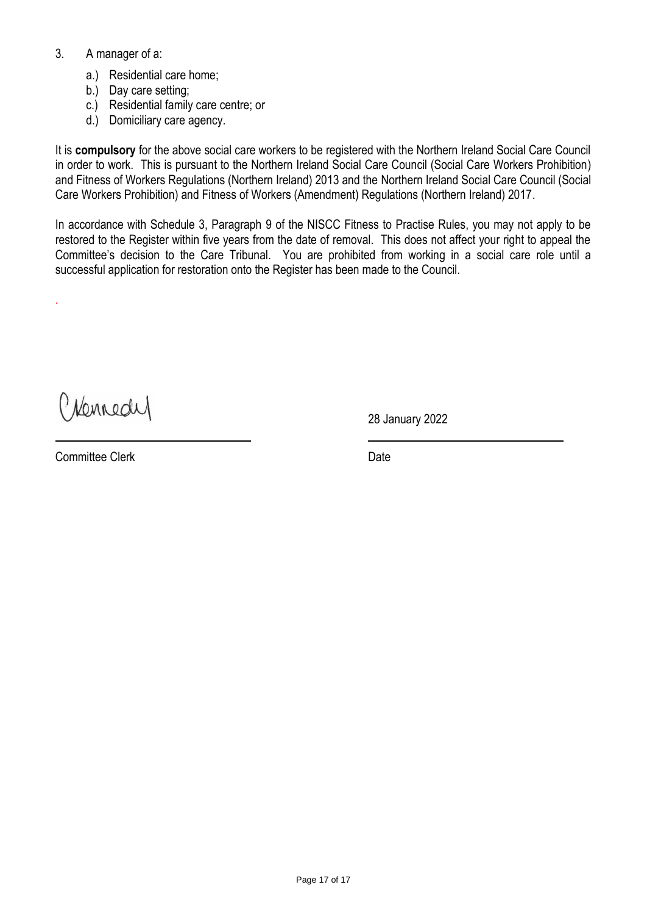3. A manager of a:

    a.) Residential care home;
    b.) Day care setting;
    c.) Residential family care centre; or
    d.) Domiciliary care agency.

It is **compulsory** for the above social care workers to be registered with the Northern Ireland Social Care Council in order to work. This is pursuant to the Northern Ireland Social Care Council (Social Care Workers Prohibition) and Fitness of Workers Regulations (Northern Ireland) 2013 and the Northern Ireland Social Care Council (Social Care Workers Prohibition) and Fitness of Workers (Amendment) Regulations (Northern Ireland) 2017.

In accordance with Schedule 3, Paragraph 9 of the NISCC Fitness to Practise Rules, you may not apply to be restored to the Register within five years from the date of removal. This does not affect your right to appeal the Committee's decision to the Care Tribunal. You are prohibited from working in a social care role until a successful application for restoration onto the Register has been made to the Council.

C Kennedy

28 January 2022

| | |
|---|---|
| Committee Clerk | Date |